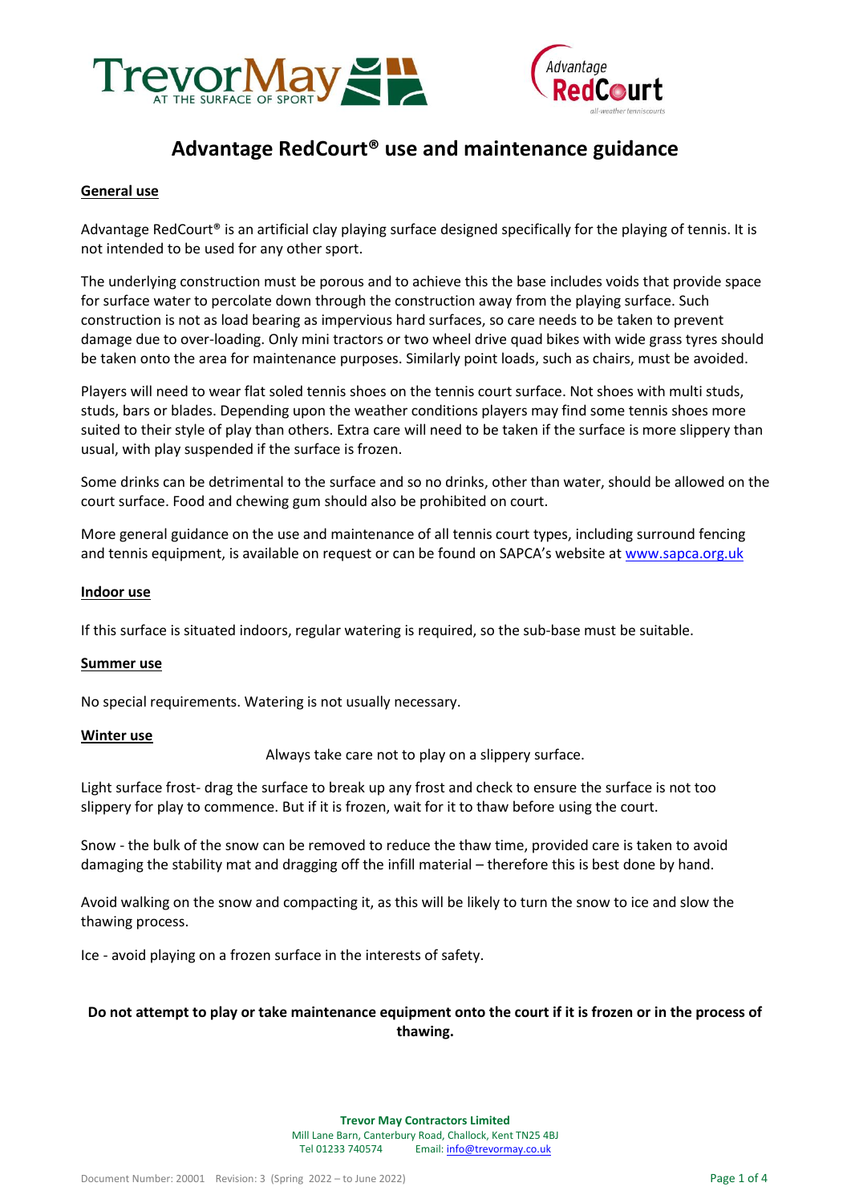# Advantage RedCourt® use and maintenance guidance

## General use

Advantage RedCourt® is an artificial clay playing surface designed specifically for the playing of tennis. It is not intended to be used for any other sport.

The underlying construction must be porous and to achieve this the base includes voids that provide space for surface water to percolate down through the construction away from the playing surface. Such construction is not as load bearing as impervious hard surfaces, so care needs to be taken to prevent damage due to over-loading. Only mini tractors or two wheel drive quad bikes with wide grass tyres should be taken onto the area for maintenance purposes. Similarly point loads, such as chairs, must be avoided.

Players will need to wear flat soled tennis shoes on the tennis court surface. Not shoes with multi studs, studs, bars or blades. Depending upon the weather conditions players may find some tennis shoes more suited to their style of play than others. Extra care will need to be taken if the surface is more slippery than usual, with play suspended if the surface is frozen.

Some drinks can be detrimental to the surface and so no drinks, other than water, should be allowed on the court surface. Food and chewing gum should also be prohibited on court.

More general guidance on the use and maintenance of all tennis court types, including surround fencing and tennis equipment, is available on request or can be found on SAPCA's website at www.sapca.org.uk

## Indoor use

If this surface is situated indoors, regular watering is required, so the sub-base must be suitable.

## Summer use

No special requirements. Watering is not usually necessary.

## Winter use

Always take care not to play on a slippery surface.

Light surface frost- drag the surface to break up any frost and check to ensure the surface is not too slippery for play to commence. But if it is frozen, wait for it to thaw before using the court.

Snow - the bulk of the snow can be removed to reduce the thaw time, provided care is taken to avoid damaging the stability mat and dragging off the infill material – therefore this is best done by hand.

Avoid walking on the snow and compacting it, as this will be likely to turn the snow to ice and slow the thawing process.

Ice - avoid playing on a frozen surface in the interests of safety.

**Do not attempt to play or take maintenance equipment onto the court if it is frozen or in the process of thawing.**

**Trevor May Contractors Limited**
Mill Lane Barn, Canterbury Road, Challock, Kent TN25 4BJ
Tel 01233 740574 Email: info@trevormay.co.uk

Document Number: 20001 Revision: 3 (Spring 2022 – to June 2022)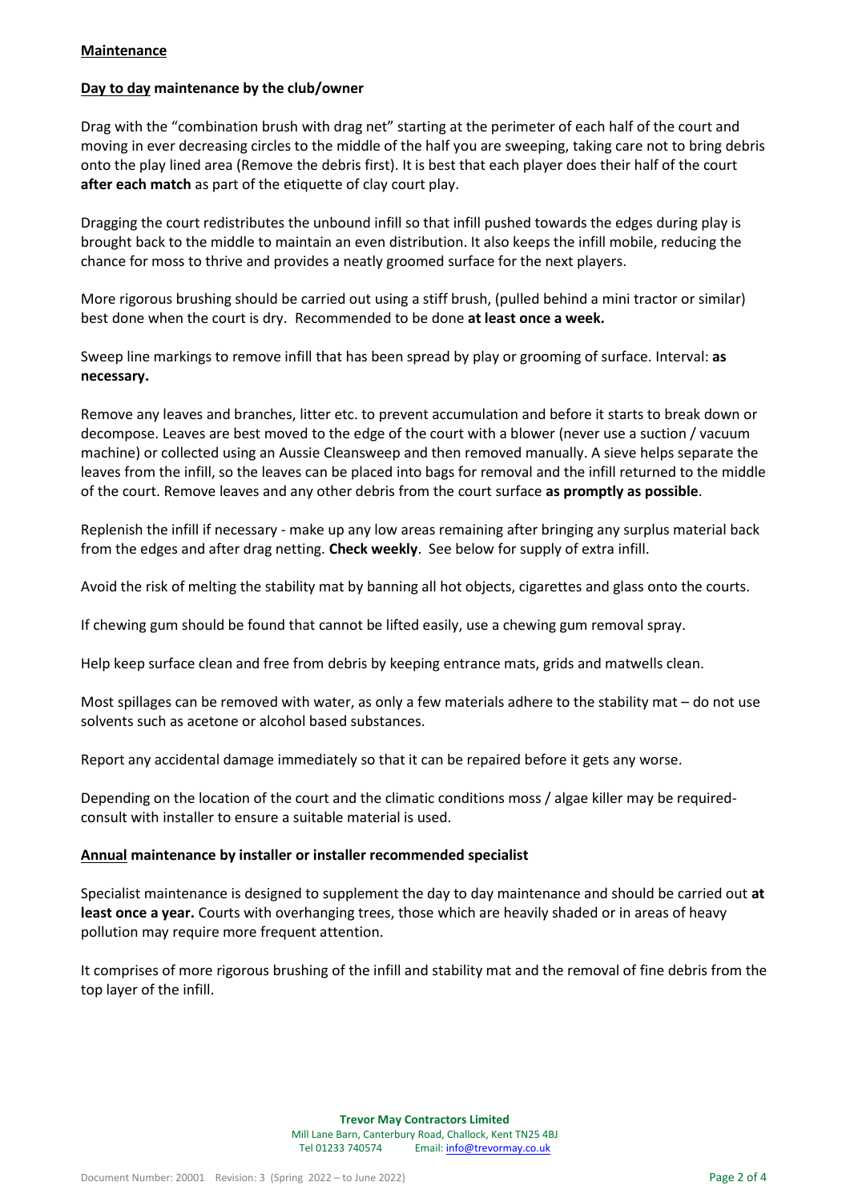## **Maintenance**

### **Day to day maintenance by the club/owner**

Drag with the "combination brush with drag net" starting at the perimeter of each half of the court and moving in ever decreasing circles to the middle of the half you are sweeping, taking care not to bring debris onto the play lined area (Remove the debris first). It is best that each player does their half of the court **after each match** as part of the etiquette of clay court play.

Dragging the court redistributes the unbound infill so that infill pushed towards the edges during play is brought back to the middle to maintain an even distribution. It also keeps the infill mobile, reducing the chance for moss to thrive and provides a neatly groomed surface for the next players.

More rigorous brushing should be carried out using a stiff brush, (pulled behind a mini tractor or similar) best done when the court is dry. Recommended to be done **at least once a week.**

Sweep line markings to remove infill that has been spread by play or grooming of surface. Interval: **as necessary.**

Remove any leaves and branches, litter etc. to prevent accumulation and before it starts to break down or decompose. Leaves are best moved to the edge of the court with a blower (never use a suction / vacuum machine) or collected using an Aussie Cleansweep and then removed manually. A sieve helps separate the leaves from the infill, so the leaves can be placed into bags for removal and the infill returned to the middle of the court. Remove leaves and any other debris from the court surface **as promptly as possible**.

Replenish the infill if necessary - make up any low areas remaining after bringing any surplus material back from the edges and after drag netting. **Check weekly**. See below for supply of extra infill.

Avoid the risk of melting the stability mat by banning all hot objects, cigarettes and glass onto the courts.

If chewing gum should be found that cannot be lifted easily, use a chewing gum removal spray.

Help keep surface clean and free from debris by keeping entrance mats, grids and matwells clean.

Most spillages can be removed with water, as only a few materials adhere to the stability mat – do not use solvents such as acetone or alcohol based substances.

Report any accidental damage immediately so that it can be repaired before it gets any worse.

Depending on the location of the court and the climatic conditions moss / algae killer may be required- consult with installer to ensure a suitable material is used.

### **Annual maintenance by installer or installer recommended specialist**

Specialist maintenance is designed to supplement the day to day maintenance and should be carried out **at least once a year.** Courts with overhanging trees, those which are heavily shaded or in areas of heavy pollution may require more frequent attention.

It comprises of more rigorous brushing of the infill and stability mat and the removal of fine debris from the top layer of the infill.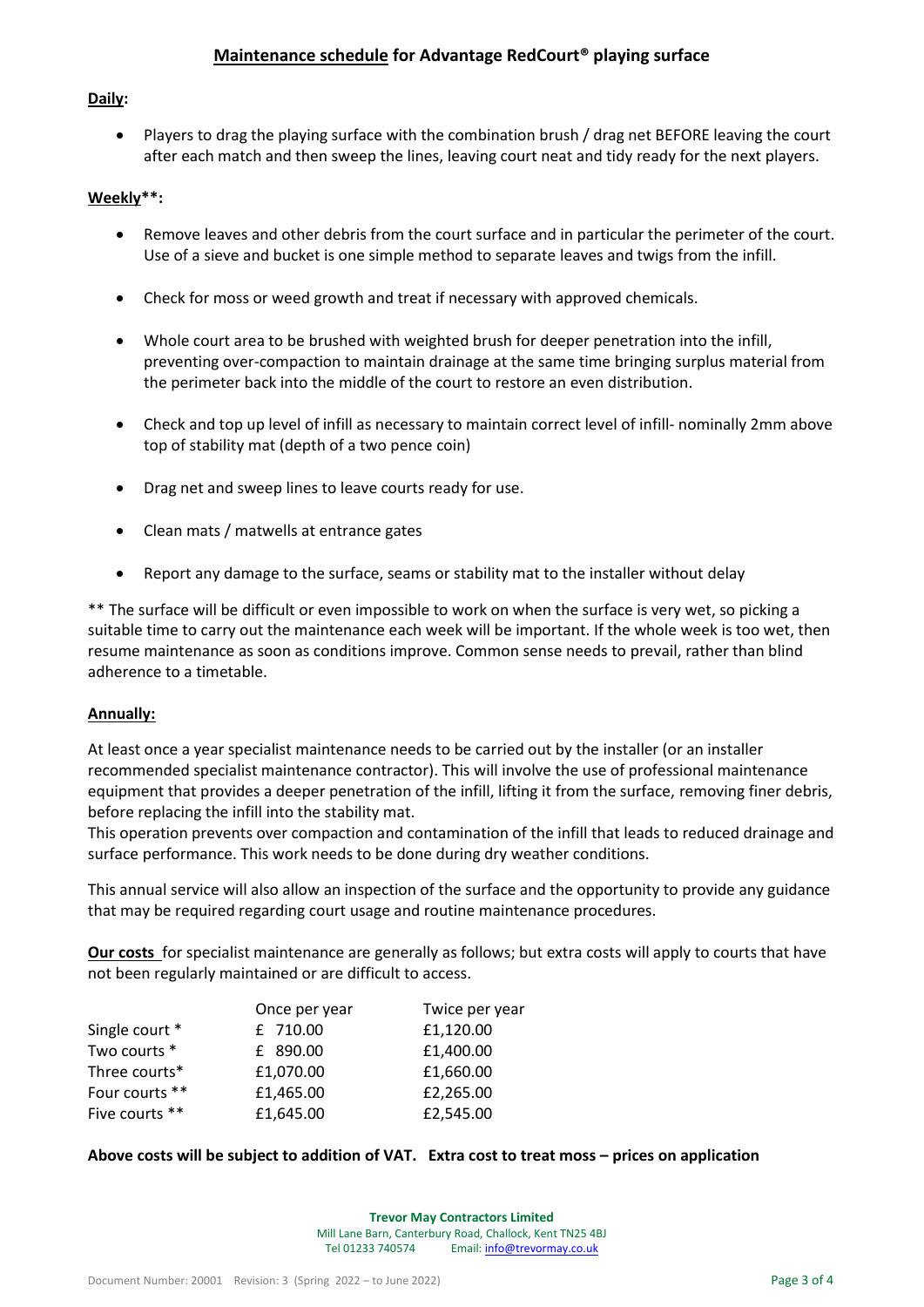# **Maintenance schedule for Advantage RedCourt® playing surface**

**Daily:**

- Players to drag the playing surface with the combination brush / drag net BEFORE leaving the court after each match and then sweep the lines, leaving court neat and tidy ready for the next players.

**Weekly**:**

- Remove leaves and other debris from the court surface and in particular the perimeter of the court. Use of a sieve and bucket is one simple method to separate leaves and twigs from the infill.
- Check for moss or weed growth and treat if necessary with approved chemicals.
- Whole court area to be brushed with weighted brush for deeper penetration into the infill, preventing over-compaction to maintain drainage at the same time bringing surplus material from the perimeter back into the middle of the court to restore an even distribution.
- Check and top up level of infill as necessary to maintain correct level of infill- nominally 2mm above top of stability mat (depth of a two pence coin)
- Drag net and sweep lines to leave courts ready for use.
- Clean mats / matwells at entrance gates
- Report any damage to the surface, seams or stability mat to the installer without delay

** The surface will be difficult or even impossible to work on when the surface is very wet, so picking a suitable time to carry out the maintenance each week will be important. If the whole week is too wet, then resume maintenance as soon as conditions improve. Common sense needs to prevail, rather than blind adherence to a timetable.

**Annually:**

At least once a year specialist maintenance needs to be carried out by the installer (or an installer recommended specialist maintenance contractor). This will involve the use of professional maintenance equipment that provides a deeper penetration of the infill, lifting it from the surface, removing finer debris, before replacing the infill into the stability mat.
This operation prevents over compaction and contamination of the infill that leads to reduced drainage and surface performance. This work needs to be done during dry weather conditions.

This annual service will also allow an inspection of the surface and the opportunity to provide any guidance that may be required regarding court usage and routine maintenance procedures.

**Our costs** for specialist maintenance are generally as follows; but extra costs will apply to courts that have not been regularly maintained or are difficult to access.

| | Once per year | Twice per year |
|---|---|---|
| Single court * | £ 710.00 | £1,120.00 |
| Two courts * | £ 890.00 | £1,400.00 |
| Three courts* | £1,070.00 | £1,660.00 |
| Four courts ** | £1,465.00 | £2,265.00 |
| Five courts ** | £1,645.00 | £2,545.00 |

**Above costs will be subject to addition of VAT. Extra cost to treat moss – prices on application**

**Trevor May Contractors Limited**
Mill Lane Barn, Canterbury Road, Challock, Kent TN25 4BJ
Tel 01233 740574 Email: info@trevormay.co.uk

Document Number: 20001 Revision: 3 (Spring 2022 – to June 2022)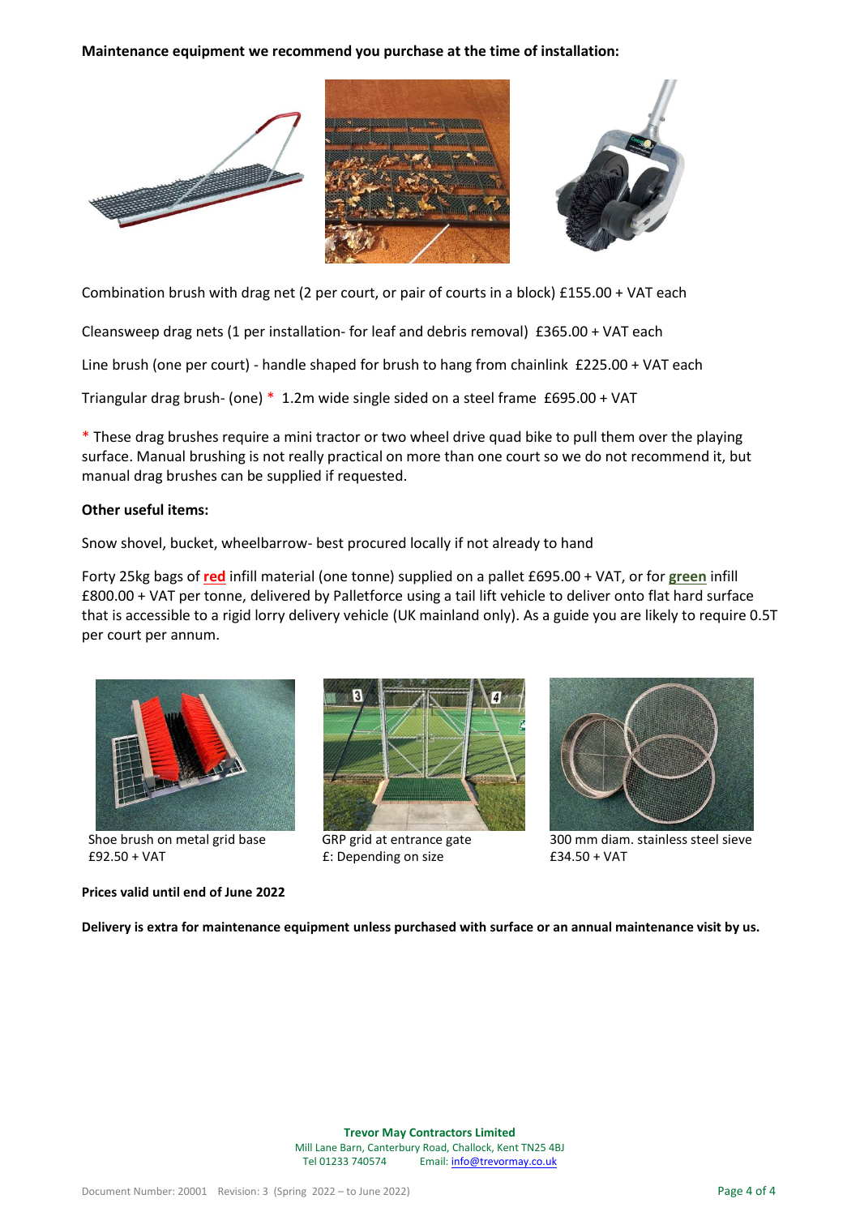**Maintenance equipment we recommend you purchase at the time of installation:**

Combination brush with drag net (2 per court, or pair of courts in a block) £155.00 + VAT each

Cleansweep drag nets (1 per installation- for leaf and debris removal) £365.00 + VAT each

Line brush (one per court) - handle shaped for brush to hang from chainlink £225.00 + VAT each

Triangular drag brush- (one) * 1.2m wide single sided on a steel frame £695.00 + VAT

* These drag brushes require a mini tractor or two wheel drive quad bike to pull them over the playing surface. Manual brushing is not really practical on more than one court so we do not recommend it, but manual drag brushes can be supplied if requested.

**Other useful items:**

Snow shovel, bucket, wheelbarrow- best procured locally if not already to hand

Forty 25kg bags of **red** infill material (one tonne) supplied on a pallet £695.00 + VAT, or for **green** infill £800.00 + VAT per tonne, delivered by Palletforce using a tail lift vehicle to deliver onto flat hard surface that is accessible to a rigid lorry delivery vehicle (UK mainland only). As a guide you are likely to require 0.5T per court per annum.

Shoe brush on metal grid base
£92.50 + VAT

GRP grid at entrance gate
£: Depending on size

300 mm diam. stainless steel sieve
£34.50 + VAT

**Prices valid until end of June 2022**

**Delivery is extra for maintenance equipment unless purchased with surface or an annual maintenance visit by us.**

**Trevor May Contractors Limited**
Mill Lane Barn, Canterbury Road, Challock, Kent TN25 4BJ
Tel 01233 740574 Email: info@trevormay.co.uk

Document Number: 20001 Revision: 3 (Spring 2022 – to June 2022)